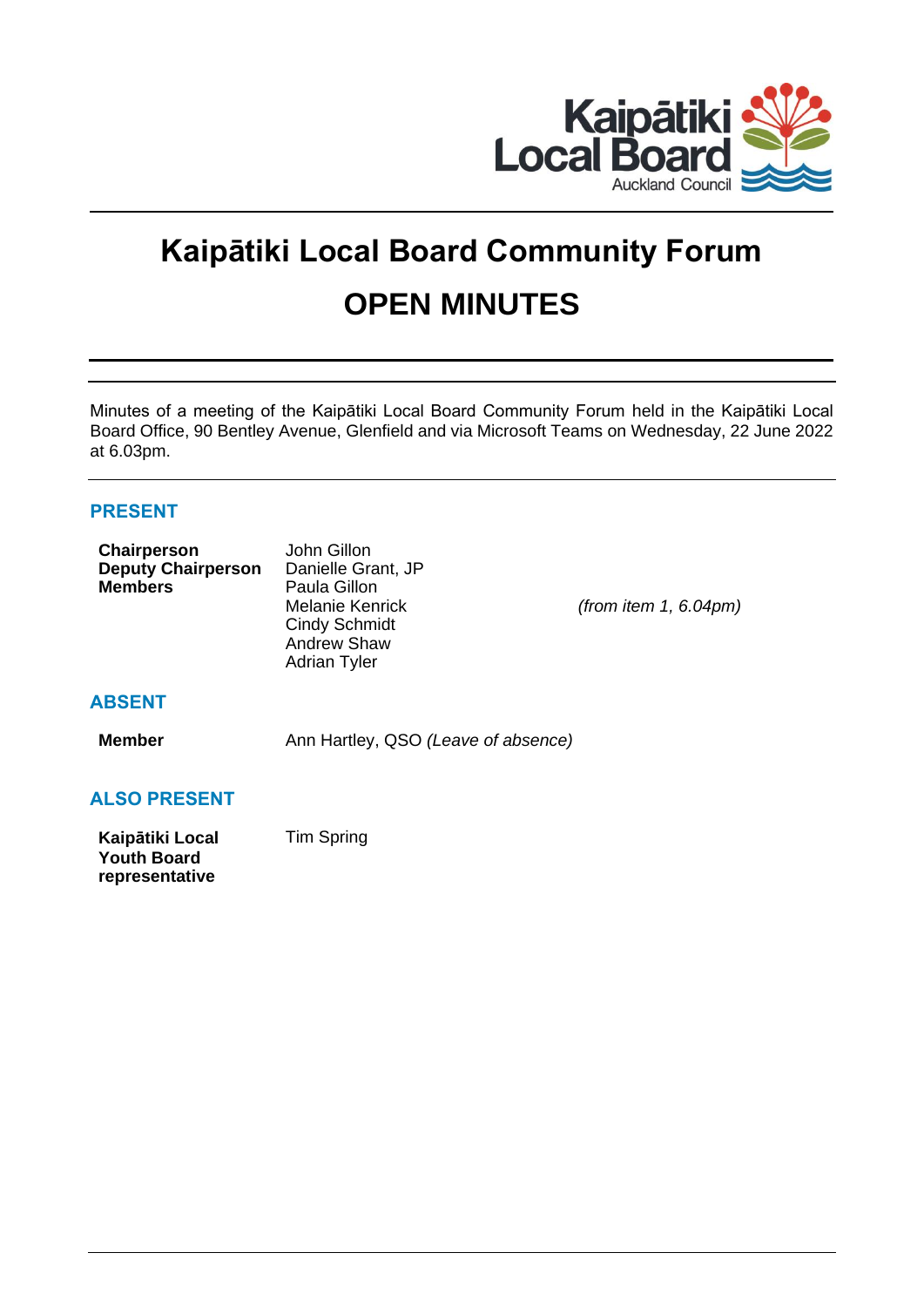# Kaipātiki Local Board Community Forum

# OPEN MINUTES

Minutes of a meeting of the Kaipātiki Local Board Community Forum held in the Kaipātiki Local Board Office, 90 Bentley Avenue, Glenfield and via Microsoft Teams on Wednesday, 22 June 2022 at 6.03pm.

## PRESENT

| | | |
|---|---|---|
| **Chairperson** | John Gillon | |
| **Deputy Chairperson** | Danielle Grant, JP | |
| **Members** | Paula Gillon | |
| | Melanie Kenrick | *(from item 1, 6.04pm)* |
| | Cindy Schmidt | |
| | Andrew Shaw | |
| | Adrian Tyler | |

## ABSENT

| | |
|---|---|
| **Member** | Ann Hartley, QSO *(Leave of absence)* |

## ALSO PRESENT

| | |
|---|---|
| **Kaipātiki Local Youth Board representative** | Tim Spring |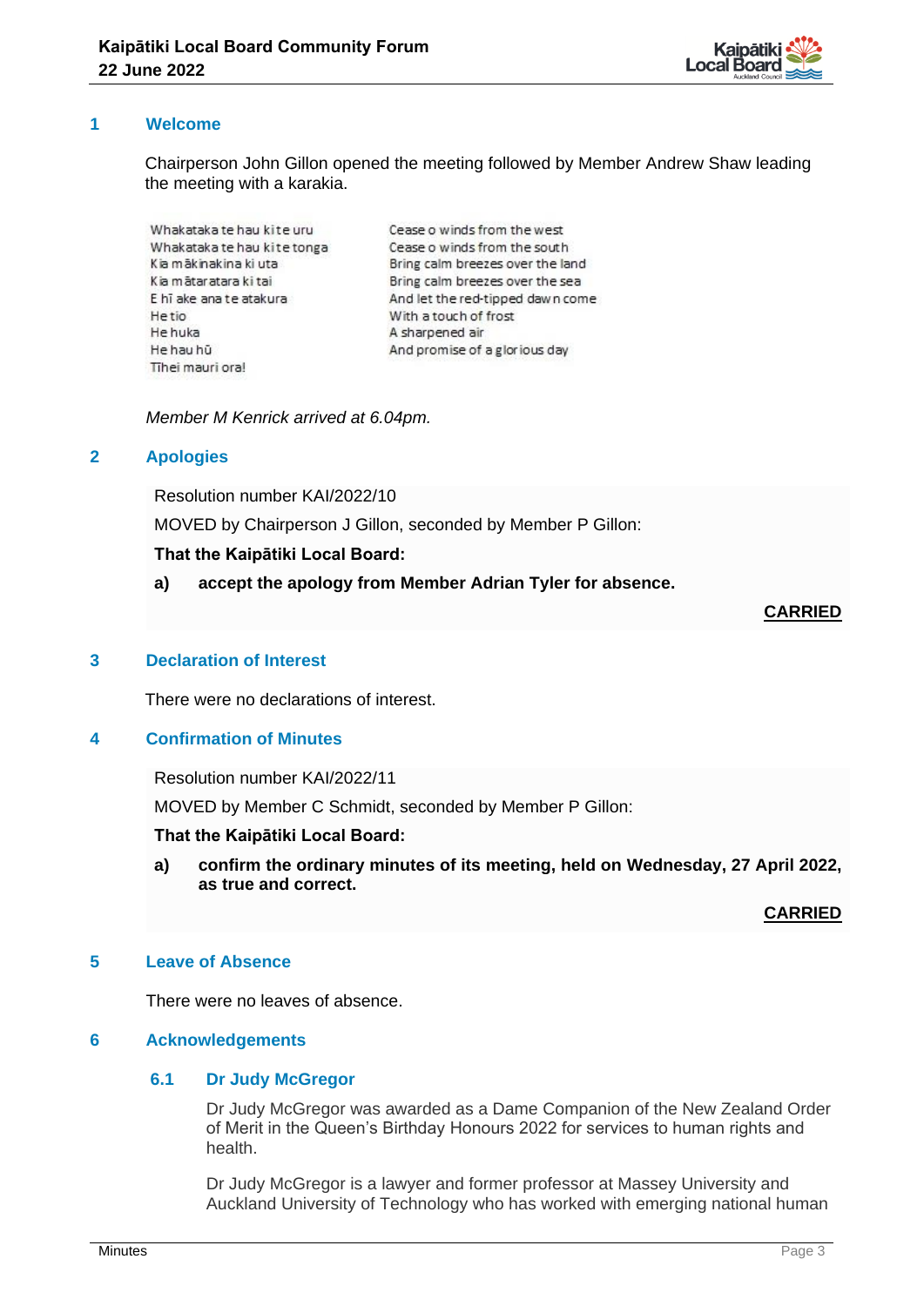## 1 Welcome

Chairperson John Gillon opened the meeting followed by Member Andrew Shaw leading the meeting with a karakia.

| | |
|---|---|
| Whakataka te hau ki te uru | Cease o winds from the west |
| Whakataka te hau ki te tonga | Cease o winds from the south |
| Kia mākinakina ki uta | Bring calm breezes over the land |
| Kia mātaratara ki tai | Bring calm breezes over the sea |
| E hī ake ana te atakura | And let the red-tipped dawn come |
| He tio | With a touch of frost |
| He huka | A sharpened air |
| He hau hū | And promise of a glorious day |
| Tīhei mauri ora! | |

*Member M Kenrick arrived at 6.04pm.*

## 2 Apologies

Resolution number KAI/2022/10

MOVED by Chairperson J Gillon, seconded by Member P Gillon:

**That the Kaipātiki Local Board:**

**a) accept the apology from Member Adrian Tyler for absence.**

**CARRIED**

## 3 Declaration of Interest

There were no declarations of interest.

## 4 Confirmation of Minutes

Resolution number KAI/2022/11

MOVED by Member C Schmidt, seconded by Member P Gillon:

**That the Kaipātiki Local Board:**

**a) confirm the ordinary minutes of its meeting, held on Wednesday, 27 April 2022, as true and correct.**

**CARRIED**

## 5 Leave of Absence

There were no leaves of absence.

## 6 Acknowledgements

### 6.1 Dr Judy McGregor

Dr Judy McGregor was awarded as a Dame Companion of the New Zealand Order of Merit in the Queen's Birthday Honours 2022 for services to human rights and health.

Dr Judy McGregor is a lawyer and former professor at Massey University and Auckland University of Technology who has worked with emerging national human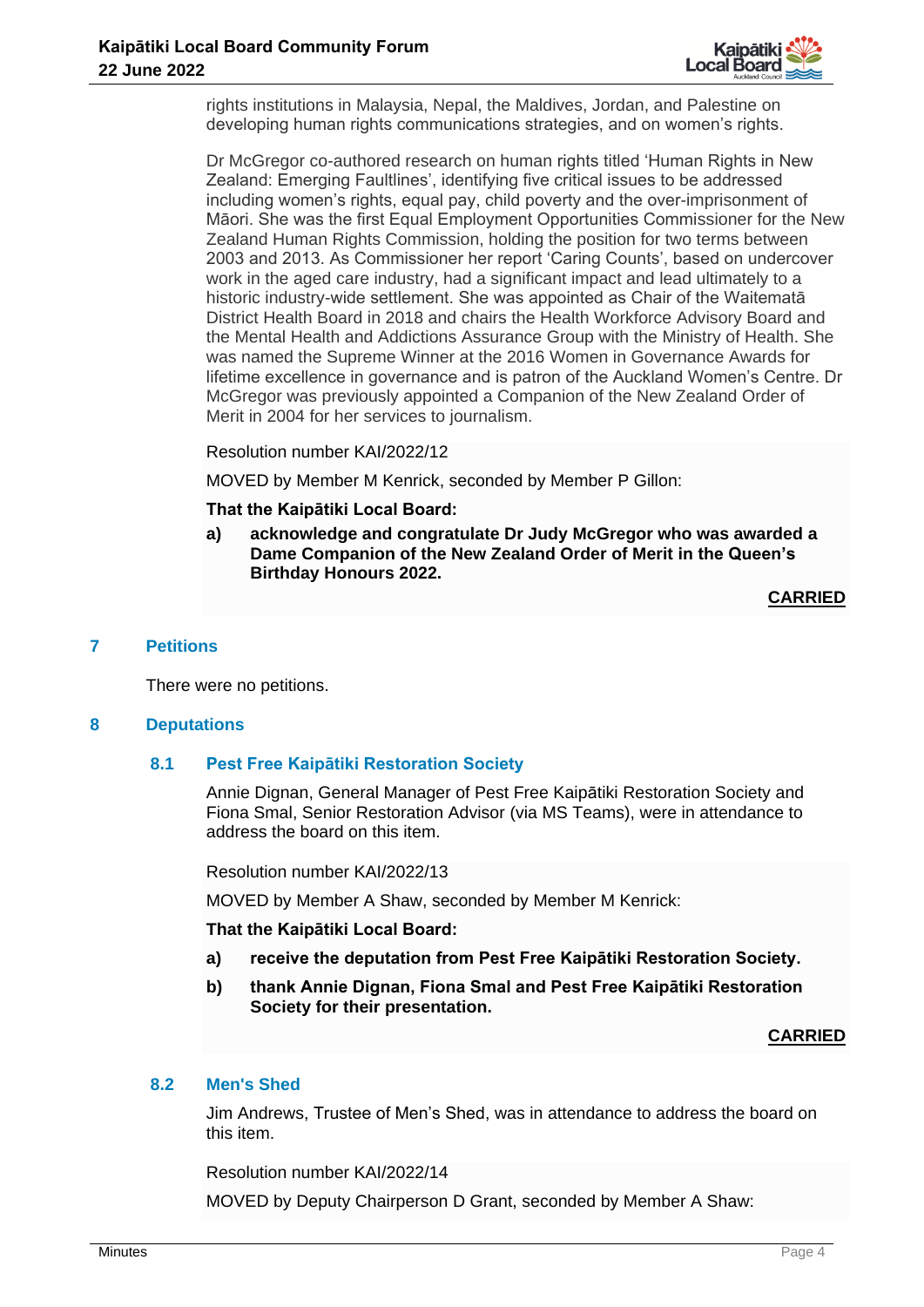rights institutions in Malaysia, Nepal, the Maldives, Jordan, and Palestine on developing human rights communications strategies, and on women's rights.

Dr McGregor co-authored research on human rights titled 'Human Rights in New Zealand: Emerging Faultlines', identifying five critical issues to be addressed including women's rights, equal pay, child poverty and the over-imprisonment of Māori. She was the first Equal Employment Opportunities Commissioner for the New Zealand Human Rights Commission, holding the position for two terms between 2003 and 2013. As Commissioner her report 'Caring Counts', based on undercover work in the aged care industry, had a significant impact and lead ultimately to a historic industry-wide settlement. She was appointed as Chair of the Waitematā District Health Board in 2018 and chairs the Health Workforce Advisory Board and the Mental Health and Addictions Assurance Group with the Ministry of Health. She was named the Supreme Winner at the 2016 Women in Governance Awards for lifetime excellence in governance and is patron of the Auckland Women's Centre. Dr McGregor was previously appointed a Companion of the New Zealand Order of Merit in 2004 for her services to journalism.

Resolution number KAI/2022/12

MOVED by Member M Kenrick, seconded by Member P Gillon:

**That the Kaipātiki Local Board:**

**a) acknowledge and congratulate Dr Judy McGregor who was awarded a Dame Companion of the New Zealand Order of Merit in the Queen's Birthday Honours 2022.**

**CARRIED**

## 7 Petitions

There were no petitions.

## 8 Deputations

### 8.1 Pest Free Kaipātiki Restoration Society

Annie Dignan, General Manager of Pest Free Kaipātiki Restoration Society and Fiona Smal, Senior Restoration Advisor (via MS Teams), were in attendance to address the board on this item.

Resolution number KAI/2022/13

MOVED by Member A Shaw, seconded by Member M Kenrick:

**That the Kaipātiki Local Board:**

**a) receive the deputation from Pest Free Kaipātiki Restoration Society.**

**b) thank Annie Dignan, Fiona Smal and Pest Free Kaipātiki Restoration Society for their presentation.**

**CARRIED**

### 8.2 Men's Shed

Jim Andrews, Trustee of Men's Shed, was in attendance to address the board on this item.

Resolution number KAI/2022/14

MOVED by Deputy Chairperson D Grant, seconded by Member A Shaw: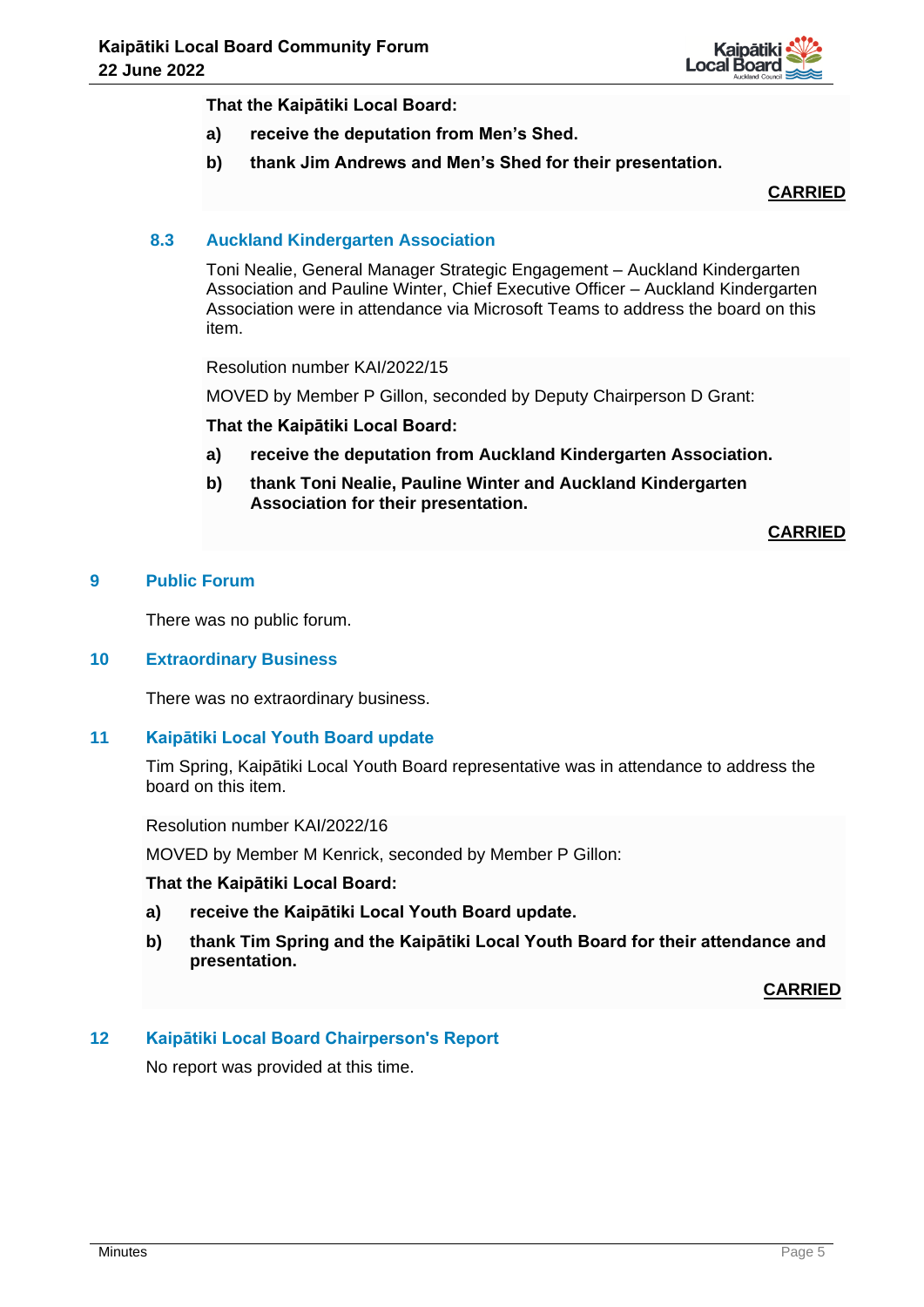**That the Kaipātiki Local Board:**

**a) receive the deputation from Men's Shed.**

**b) thank Jim Andrews and Men's Shed for their presentation.**

**CARRIED**

### 8.3 Auckland Kindergarten Association

Toni Nealie, General Manager Strategic Engagement – Auckland Kindergarten Association and Pauline Winter, Chief Executive Officer – Auckland Kindergarten Association were in attendance via Microsoft Teams to address the board on this item.

Resolution number KAI/2022/15

MOVED by Member P Gillon, seconded by Deputy Chairperson D Grant:

**That the Kaipātiki Local Board:**

**a) receive the deputation from Auckland Kindergarten Association.**

**b) thank Toni Nealie, Pauline Winter and Auckland Kindergarten Association for their presentation.**

**CARRIED**

## 9 Public Forum

There was no public forum.

## 10 Extraordinary Business

There was no extraordinary business.

## 11 Kaipātiki Local Youth Board update

Tim Spring, Kaipātiki Local Youth Board representative was in attendance to address the board on this item.

Resolution number KAI/2022/16

MOVED by Member M Kenrick, seconded by Member P Gillon:

**That the Kaipātiki Local Board:**

**a) receive the Kaipātiki Local Youth Board update.**

**b) thank Tim Spring and the Kaipātiki Local Youth Board for their attendance and presentation.**

**CARRIED**

## 12 Kaipātiki Local Board Chairperson's Report

No report was provided at this time.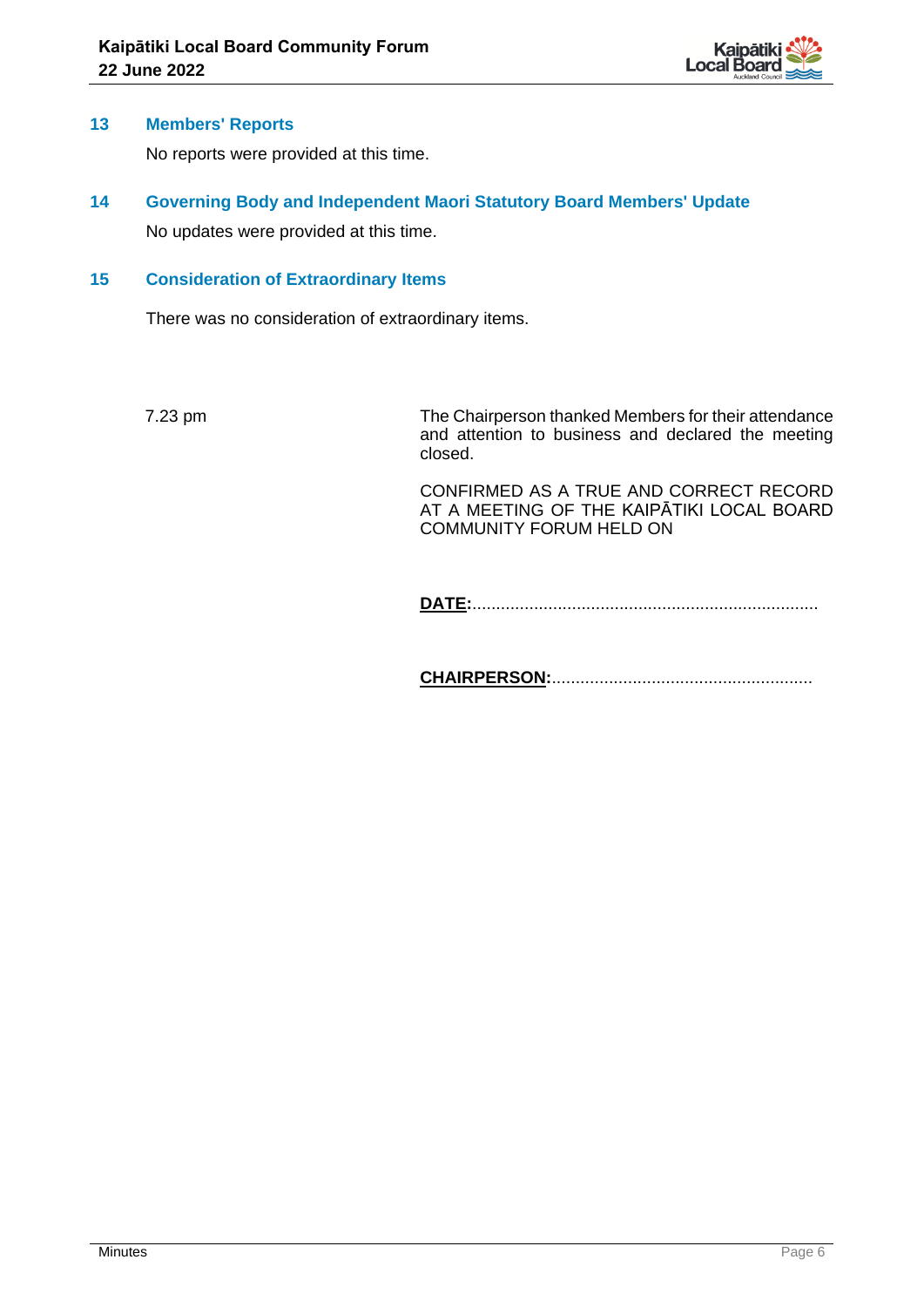## 13 Members' Reports

No reports were provided at this time.

## 14 Governing Body and Independent Maori Statutory Board Members' Update

No updates were provided at this time.

## 15 Consideration of Extraordinary Items

There was no consideration of extraordinary items.

7.23 pm

The Chairperson thanked Members for their attendance and attention to business and declared the meeting closed.

CONFIRMED AS A TRUE AND CORRECT RECORD AT A MEETING OF THE KAIPĀTIKI LOCAL BOARD COMMUNITY FORUM HELD ON

**DATE:**.........................................................................

**CHAIRPERSON:**.......................................................